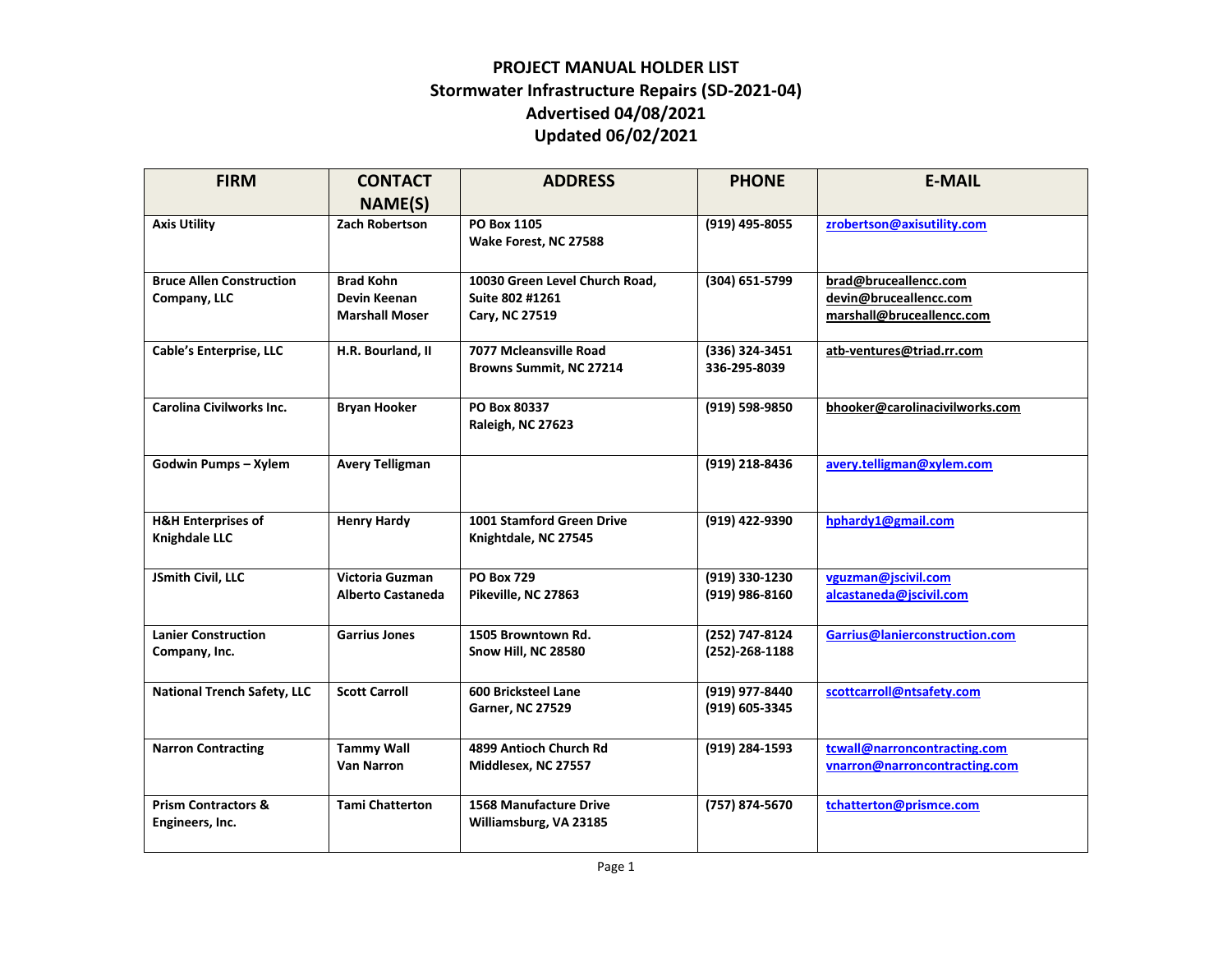# PROJECT MANUAL HOLDER LIST
## Stormwater Infrastructure Repairs (SD-2021-04)
## Advertised 04/08/2021
## Updated 06/02/2021

| FIRM | CONTACT NAME(S) | ADDRESS | PHONE | E-MAIL |
|---|---|---|---|---|
| Axis Utility | Zach Robertson | PO Box 1105<br>Wake Forest, NC 27588 | (919) 495-8055 | zrobertson@axisutility.com |
| Bruce Allen Construction Company, LLC | Brad Kohn<br>Devin Keenan<br>Marshall Moser | 10030 Green Level Church Road, Suite 802 #1261<br>Cary, NC 27519 | (304) 651-5799 | brad@bruceallencc.com<br>devin@bruceallencc.com<br>marshall@bruceallencc.com |
| Cable's Enterprise, LLC | H.R. Bourland, II | 7077 Mcleansville Road<br>Browns Summit, NC 27214 | (336) 324-3451<br>336-295-8039 | atb-ventures@triad.rr.com |
| Carolina Civilworks Inc. | Bryan Hooker | PO Box 80337<br>Raleigh, NC 27623 | (919) 598-9850 | bhooker@carolinacivilworks.com |
| Godwin Pumps – Xylem | Avery Telligman | | (919) 218-8436 | avery.telligman@xylem.com |
| H&H Enterprises of Knighdale LLC | Henry Hardy | 1001 Stamford Green Drive<br>Knightdale, NC 27545 | (919) 422-9390 | hphardy1@gmail.com |
| JSmith Civil, LLC | Victoria Guzman<br>Alberto Castaneda | PO Box 729<br>Pikeville, NC 27863 | (919) 330-1230<br>(919) 986-8160 | vguzman@jscivil.com<br>alcastaneda@jscivil.com |
| Lanier Construction Company, Inc. | Garrius Jones | 1505 Browntown Rd.<br>Snow Hill, NC 28580 | (252) 747-8124<br>(252)-268-1188 | Garrius@lanierconstruction.com |
| National Trench Safety, LLC | Scott Carroll | 600 Bricksteel Lane<br>Garner, NC 27529 | (919) 977-8440<br>(919) 605-3345 | scottcarroll@ntsafety.com |
| Narron Contracting | Tammy Wall<br>Van Narron | 4899 Antioch Church Rd<br>Middlesex, NC 27557 | (919) 284-1593 | tcwall@narroncontracting.com<br>vnarron@narroncontracting.com |
| Prism Contractors & Engineers, Inc. | Tami Chatterton | 1568 Manufacture Drive<br>Williamsburg, VA 23185 | (757) 874-5670 | tchatterton@prismce.com |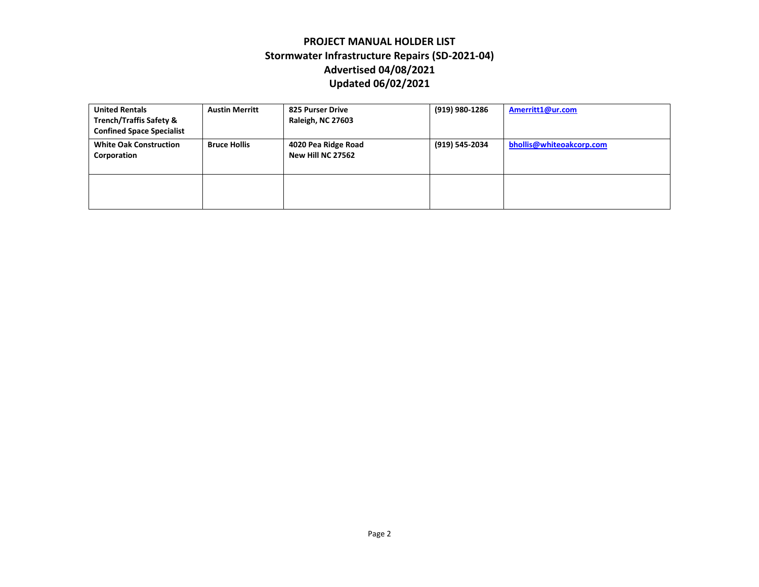# PROJECT MANUAL HOLDER LIST
## Stormwater Infrastructure Repairs (SD-2021-04)
## Advertised 04/08/2021
## Updated 06/02/2021

| | | | | |
|---|---|---|---|---|
| **United Rentals Trench/Traffis Safety & Confined Space Specialist** | **Austin Merritt** | **825 Purser Drive Raleigh, NC 27603** | **(919) 980-1286** | **Amerritt1@ur.com** |
| **White Oak Construction Corporation** | **Bruce Hollis** | **4020 Pea Ridge Road New Hill NC 27562** | **(919) 545-2034** | **bhollis@whiteoakcorp.com** |
| | | | | |